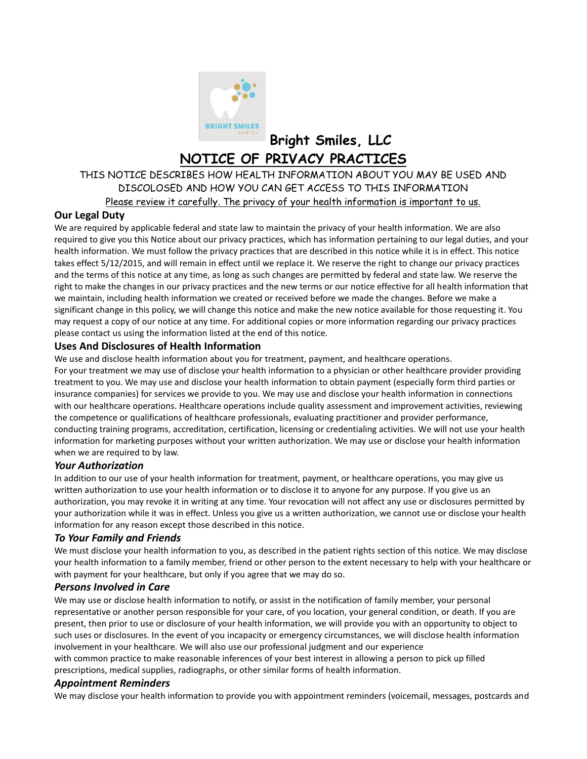# Bright Smiles, LLC

## NOTICE OF PRIVACY PRACTICES

THIS NOTICE DESCRIBES HOW HEALTH INFORMATION ABOUT YOU MAY BE USED AND DISCOLOSED AND HOW YOU CAN GET ACCESS TO THIS INFORMATION

Please review it carefully. The privacy of your health information is important to us.

### Our Legal Duty

We are required by applicable federal and state law to maintain the privacy of your health information. We are also required to give you this Notice about our privacy practices, which has information pertaining to our legal duties, and your health information. We must follow the privacy practices that are described in this notice while it is in effect. This notice takes effect 5/12/2015, and will remain in effect until we replace it. We reserve the right to change our privacy practices and the terms of this notice at any time, as long as such changes are permitted by federal and state law. We reserve the right to make the changes in our privacy practices and the new terms or our notice effective for all health information that we maintain, including health information we created or received before we made the changes. Before we make a significant change in this policy, we will change this notice and make the new notice available for those requesting it. You may request a copy of our notice at any time. For additional copies or more information regarding our privacy practices please contact us using the information listed at the end of this notice.

### Uses And Disclosures of Health Information

We use and disclose health information about you for treatment, payment, and healthcare operations.

For your treatment we may use of disclose your health information to a physician or other healthcare provider providing treatment to you. We may use and disclose your health information to obtain payment (especially form third parties or insurance companies) for services we provide to you. We may use and disclose your health information in connections with our healthcare operations. Healthcare operations include quality assessment and improvement activities, reviewing the competence or qualifications of healthcare professionals, evaluating practitioner and provider performance, conducting training programs, accreditation, certification, licensing or credentialing activities. We will not use your health information for marketing purposes without your written authorization. We may use or disclose your health information when we are required to by law.

### *Your Authorization*

In addition to our use of your health information for treatment, payment, or healthcare operations, you may give us written authorization to use your health information or to disclose it to anyone for any purpose. If you give us an authorization, you may revoke it in writing at any time. Your revocation will not affect any use or disclosures permitted by your authorization while it was in effect. Unless you give us a written authorization, we cannot use or disclose your health information for any reason except those described in this notice.

### *To Your Family and Friends*

We must disclose your health information to you, as described in the patient rights section of this notice. We may disclose your health information to a family member, friend or other person to the extent necessary to help with your healthcare or with payment for your healthcare, but only if you agree that we may do so.

### *Persons Involved in Care*

We may use or disclose health information to notify, or assist in the notification of family member, your personal representative or another person responsible for your care, of you location, your general condition, or death. If you are present, then prior to use or disclosure of your health information, we will provide you with an opportunity to object to such uses or disclosures. In the event of you incapacity or emergency circumstances, we will disclose health information involvement in your healthcare. We will also use our professional judgment and our experience with common practice to make reasonable inferences of your best interest in allowing a person to pick up filled prescriptions, medical supplies, radiographs, or other similar forms of health information.

### *Appointment Reminders*

We may disclose your health information to provide you with appointment reminders (voicemail, messages, postcards and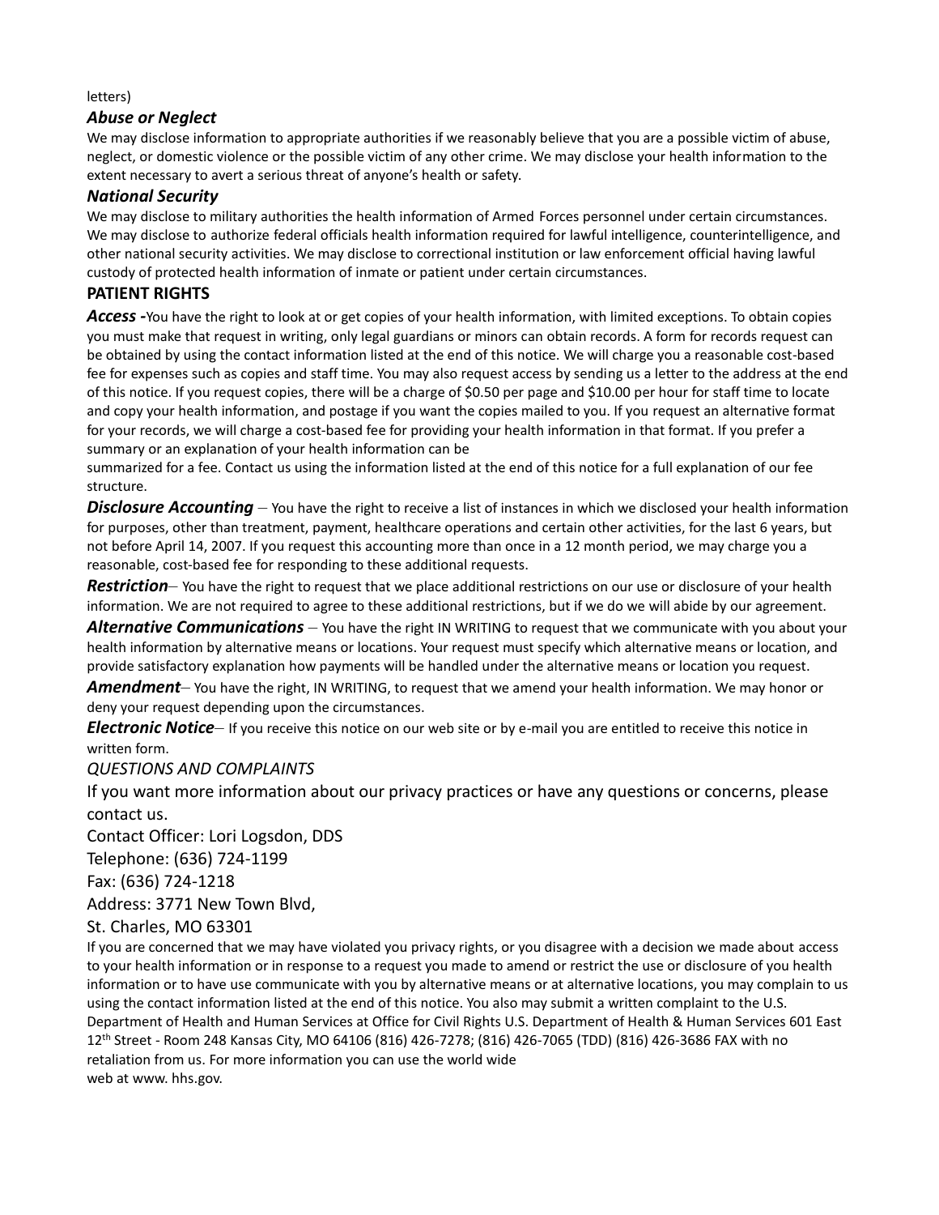letters)

### *Abuse or Neglect*

We may disclose information to appropriate authorities if we reasonably believe that you are a possible victim of abuse, neglect, or domestic violence or the possible victim of any other crime. We may disclose your health information to the extent necessary to avert a serious threat of anyone's health or safety.

### *National Security*

We may disclose to military authorities the health information of Armed Forces personnel under certain circumstances. We may disclose to authorize federal officials health information required for lawful intelligence, counterintelligence, and other national security activities. We may disclose to correctional institution or law enforcement official having lawful custody of protected health information of inmate or patient under certain circumstances.

## PATIENT RIGHTS

***Access -***You have the right to look at or get copies of your health information, with limited exceptions. To obtain copies you must make that request in writing, only legal guardians or minors can obtain records. A form for records request can be obtained by using the contact information listed at the end of this notice. We will charge you a reasonable cost-based fee for expenses such as copies and staff time. You may also request access by sending us a letter to the address at the end of this notice. If you request copies, there will be a charge of $0.50 per page and $10.00 per hour for staff time to locate and copy your health information, and postage if you want the copies mailed to you. If you request an alternative format for your records, we will charge a cost-based fee for providing your health information in that format. If you prefer a summary or an explanation of your health information can be
summarized for a fee. Contact us using the information listed at the end of this notice for a full explanation of our fee structure.

***Disclosure Accounting*** – You have the right to receive a list of instances in which we disclosed your health information for purposes, other than treatment, payment, healthcare operations and certain other activities, for the last 6 years, but not before April 14, 2007. If you request this accounting more than once in a 12 month period, we may charge you a reasonable, cost-based fee for responding to these additional requests.

***Restriction***– You have the right to request that we place additional restrictions on our use or disclosure of your health information. We are not required to agree to these additional restrictions, but if we do we will abide by our agreement.

***Alternative Communications*** – You have the right IN WRITING to request that we communicate with you about your health information by alternative means or locations. Your request must specify which alternative means or location, and provide satisfactory explanation how payments will be handled under the alternative means or location you request.

***Amendment***– You have the right, IN WRITING, to request that we amend your health information. We may honor or deny your request depending upon the circumstances.

***Electronic Notice***– If you receive this notice on our web site or by e-mail you are entitled to receive this notice in written form.

*QUESTIONS AND COMPLAINTS*

If you want more information about our privacy practices or have any questions or concerns, please contact us.

Contact Officer: Lori Logsdon, DDS

Telephone: (636) 724-1199

Fax: (636) 724-1218

Address: 3771 New Town Blvd,

St. Charles, MO 63301

If you are concerned that we may have violated you privacy rights, or you disagree with a decision we made about access to your health information or in response to a request you made to amend or restrict the use or disclosure of you health information or to have use communicate with you by alternative means or at alternative locations, you may complain to us using the contact information listed at the end of this notice. You also may submit a written complaint to the U.S. Department of Health and Human Services at Office for Civil Rights U.S. Department of Health & Human Services 601 East 12th Street - Room 248 Kansas City, MO 64106 (816) 426-7278; (816) 426-7065 (TDD) (816) 426-3686 FAX with no retaliation from us. For more information you can use the world wide
web at www. hhs.gov.